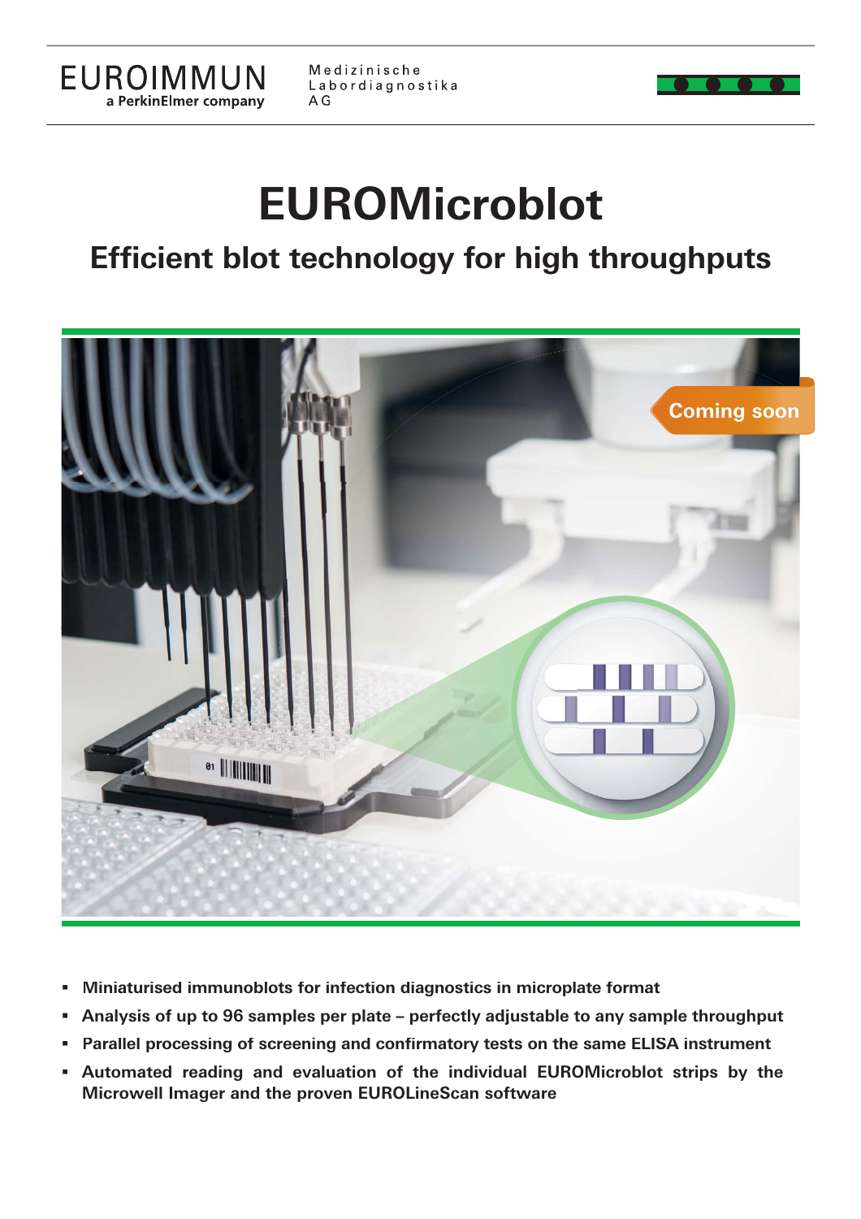EUROIMMUN
a PerkinElmer company

Medizinische Labordiagnostika AG

# EUROMicroblot

## Efficient blot technology for high throughputs

Coming soon

- **Miniaturised immunoblots for infection diagnostics in microplate format**
- **Analysis of up to 96 samples per plate – perfectly adjustable to any sample throughput**
- **Parallel processing of screening and confirmatory tests on the same ELISA instrument**
- **Automated reading and evaluation of the individual EUROMicroblot strips by the Microwell Imager and the proven EUROLineScan software**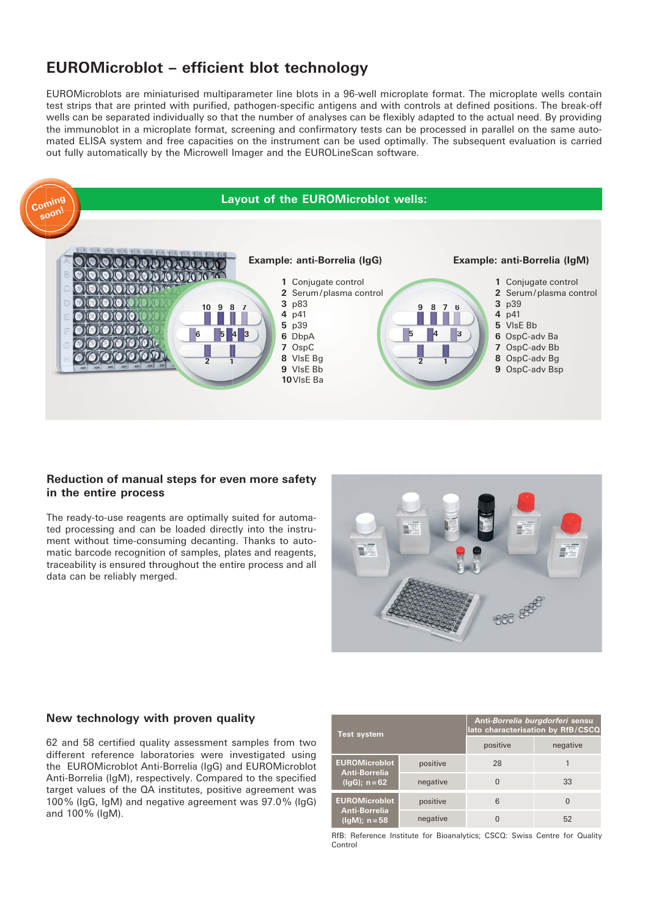# EUROMicroblot – efficient blot technology

EUROMicroblots are miniaturised multiparameter line blots in a 96-well microplate format. The microplate wells contain test strips that are printed with purified, pathogen-specific antigens and with controls at defined positions. The break-off wells can be separated individually so that the number of analyses can be flexibly adapted to the actual need. By providing the immunoblot in a microplate format, screening and confirmatory tests can be processed in parallel on the same automated ELISA system and free capacities on the instrument can be used optimally. The subsequent evaluation is carried out fully automatically by the Microwell Imager and the EUROLineScan software.

Coming soon!

## Layout of the EUROMicroblot wells:

**Example: anti-Borrelia (IgG)**

1. Conjugate control
2. Serum/plasma control
3. p83
4. p41
5. p39
6. DbpA
7. OspC
8. VlsE Bg
9. VlsE Bb
10. VlsE Ba

**Example: anti-Borrelia (IgM)**

1. Conjugate control
2. Serum/plasma control
3. p39
4. p41
5. VlsE Bb
6. OspC-adv Ba
7. OspC-adv Bb
8. OspC-adv Bg
9. OspC-adv Bsp

### Reduction of manual steps for even more safety in the entire process

The ready-to-use reagents are optimally suited for automated processing and can be loaded directly into the instrument without time-consuming decanting. Thanks to automatic barcode recognition of samples, plates and reagents, traceability is ensured throughout the entire process and all data can be reliably merged.

### New technology with proven quality

62 and 58 certified quality assessment samples from two different reference laboratories were investigated using the EUROMicroblot Anti-Borrelia (IgG) and EUROMicroblot Anti-Borrelia (IgM), respectively. Compared to the specified target values of the QA institutes, positive agreement was 100% (IgG, IgM) and negative agreement was 97.0% (IgG) and 100% (IgM).

| Test system | | Anti-*Borrelia burgdorferi* sensu lato characterisation by RfB/CSCQ | |
|---|---|---|---|
| | | positive | negative |
| EUROMicroblot Anti-Borrelia (IgG); n = 62 | positive | 28 | 1 |
| | negative | 0 | 33 |
| EUROMicroblot Anti-Borrelia (IgM); n = 58 | positive | 6 | 0 |
| | negative | 0 | 52 |

RfB: Reference Institute for Bioanalytics; CSCQ: Swiss Centre for Quality Control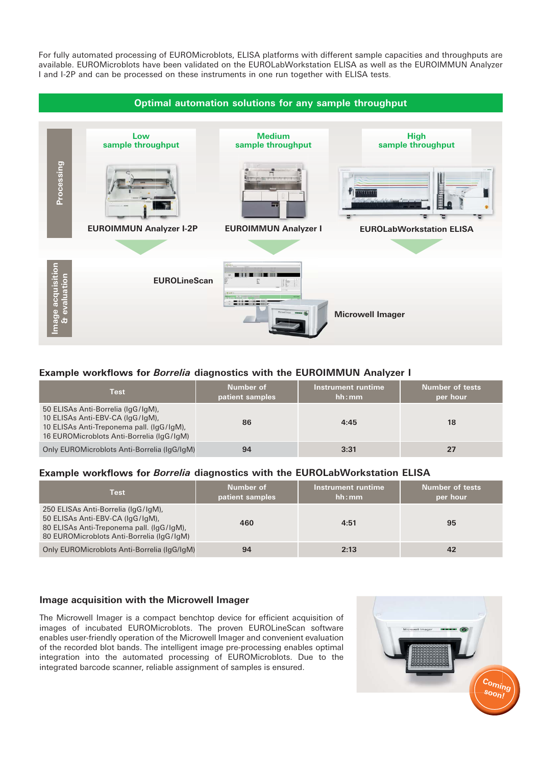For fully automated processing of EUROMicroblots, ELISA platforms with different sample capacities and throughputs are available. EUROMicroblots have been validated on the EUROLabWorkstation ELISA as well as the EUROIMMUN Analyzer I and I-2P and can be processed on these instruments in one run together with ELISA tests.

## Optimal automation solutions for any sample throughput

**Processing**

| Low sample throughput | Medium sample throughput | High sample throughput |
|---|---|---|
| EUROIMMUN Analyzer I-2P | EUROIMMUN Analyzer I | EUROLabWorkstation ELISA |

**Image acquisition & evaluation**

EUROLineScan

Microwell Imager

### Example workflows for *Borrelia* diagnostics with the EUROIMMUN Analyzer I

| Test | Number of patient samples | Instrument runtime hh:mm | Number of tests per hour |
|---|---|---|---|
| 50 ELISAs Anti-Borrelia (IgG/IgM), 10 ELISAs Anti-EBV-CA (IgG/IgM), 10 ELISAs Anti-Treponema pall. (IgG/IgM), 16 EUROMicroblots Anti-Borrelia (IgG/IgM) | 86 | 4:45 | 18 |
| Only EUROMicroblots Anti-Borrelia (IgG/IgM) | 94 | 3:31 | 27 |

### Example workflows for *Borrelia* diagnostics with the EUROLabWorkstation ELISA

| Test | Number of patient samples | Instrument runtime hh:mm | Number of tests per hour |
|---|---|---|---|
| 250 ELISAs Anti-Borrelia (IgG/IgM), 50 ELISAs Anti-EBV-CA (IgG/IgM), 80 ELISAs Anti-Treponema pall. (IgG/IgM), 80 EUROMicroblots Anti-Borrelia (IgG/IgM) | 460 | 4:51 | 95 |
| Only EUROMicroblots Anti-Borrelia (IgG/IgM) | 94 | 2:13 | 42 |

### Image acquisition with the Microwell Imager

The Microwell Imager is a compact benchtop device for efficient acquisition of images of incubated EUROMicroblots. The proven EUROLineScan software enables user-friendly operation of the Microwell Imager and convenient evaluation of the recorded blot bands. The intelligent image pre-processing enables optimal integration into the automated processing of EUROMicroblots. Due to the integrated barcode scanner, reliable assignment of samples is ensured.

Coming soon!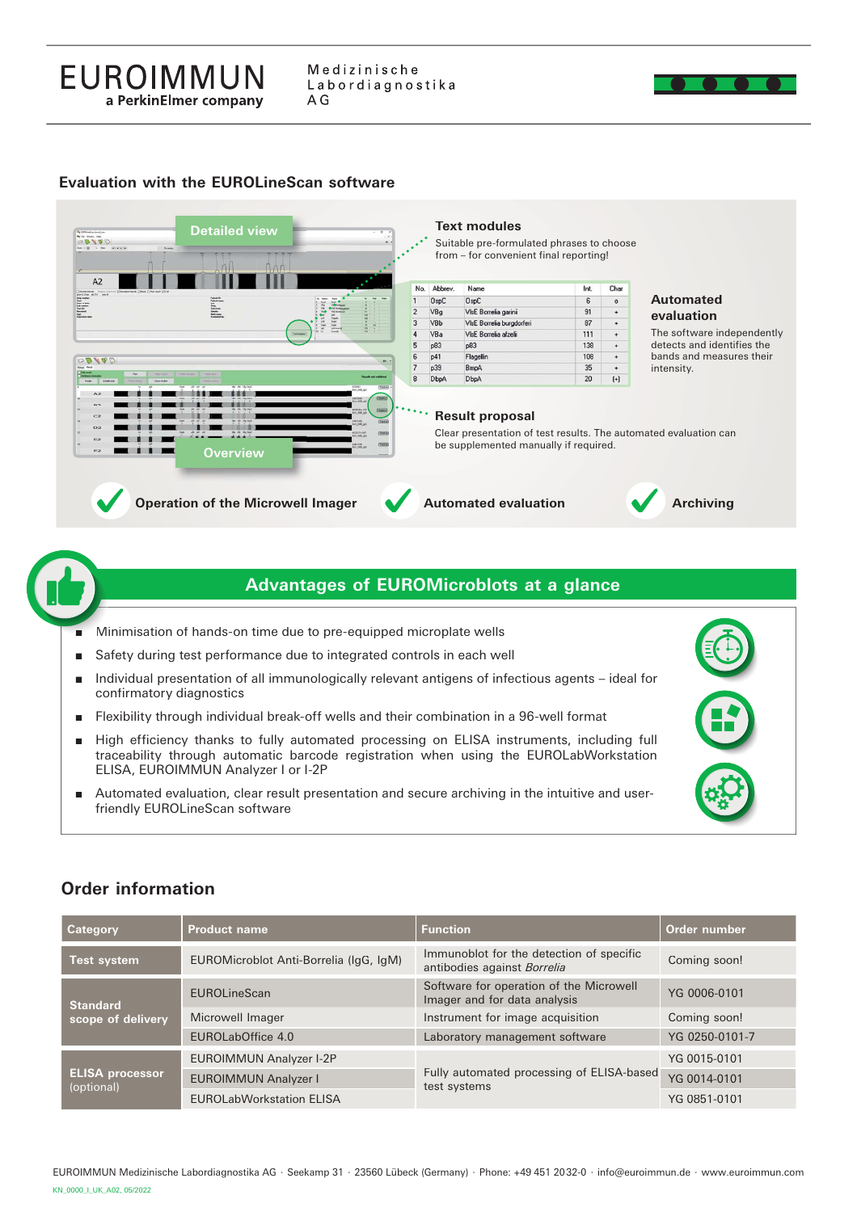EUROIMMUN
a PerkinElmer company

Medizinische Labordiagnostika AG

## Evaluation with the EUROLineScan software

Detailed view

Overview

**Text modules**

Suitable pre-formulated phrases to choose from – for convenient final reporting!

| No. | Abbrev. | Name | Int. | Char |
|---|---|---|---|---|
| 1 | OspC | OspC | 6 | o |
| 2 | VBg | VlsE Borrelia garinii | 91 | + |
| 3 | VBb | VlsE Borrelia burgdorferi | 87 | + |
| 4 | VBa | VlsE Borrelia afzelii | 111 | + |
| 5 | p83 | p83 | 138 | + |
| 6 | p41 | Flagellin | 108 | + |
| 7 | p39 | BmpA | 35 | + |
| 8 | DbpA | DbpA | 20 | (+) |

**Automated evaluation**

The software independently detects and identifies the bands and measures their intensity.

**Result proposal**

Clear presentation of test results. The automated evaluation can be supplemented manually if required.

- Operation of the Microwell Imager
- Automated evaluation
- Archiving

## Advantages of EUROMicroblots at a glance

- Minimisation of hands-on time due to pre-equipped microplate wells
- Safety during test performance due to integrated controls in each well
- Individual presentation of all immunologically relevant antigens of infectious agents – ideal for confirmatory diagnostics
- Flexibility through individual break-off wells and their combination in a 96-well format
- High efficiency thanks to fully automated processing on ELISA instruments, including full traceability through automatic barcode registration when using the EUROLabWorkstation ELISA, EUROIMMUN Analyzer I or I-2P
- Automated evaluation, clear result presentation and secure archiving in the intuitive and user-friendly EUROLineScan software

## Order information

| Category | Product name | Function | Order number |
|---|---|---|---|
| **Test system** | EUROMicroblot Anti-Borrelia (IgG, IgM) | Immunoblot for the detection of specific antibodies against *Borrelia* | Coming soon! |
| **Standard scope of delivery** | EUROLineScan | Software for operation of the Microwell Imager and for data analysis | YG 0006-0101 |
| | Microwell Imager | Instrument for image acquisition | Coming soon! |
| | EUROLabOffice 4.0 | Laboratory management software | YG 0250-0101-7 |
| **ELISA processor** (optional) | EUROIMMUN Analyzer I-2P | Fully automated processing of ELISA-based test systems | YG 0015-0101 |
| | EUROIMMUN Analyzer I | | YG 0014-0101 |
| | EUROLabWorkstation ELISA | | YG 0851-0101 |

EUROIMMUN Medizinische Labordiagnostika AG · Seekamp 31 · 23560 Lübeck (Germany) · Phone: +49 451 2032-0 · info@euroimmun.de · www.euroimmun.com

KN_0000_I_UK_A02, 05/2022